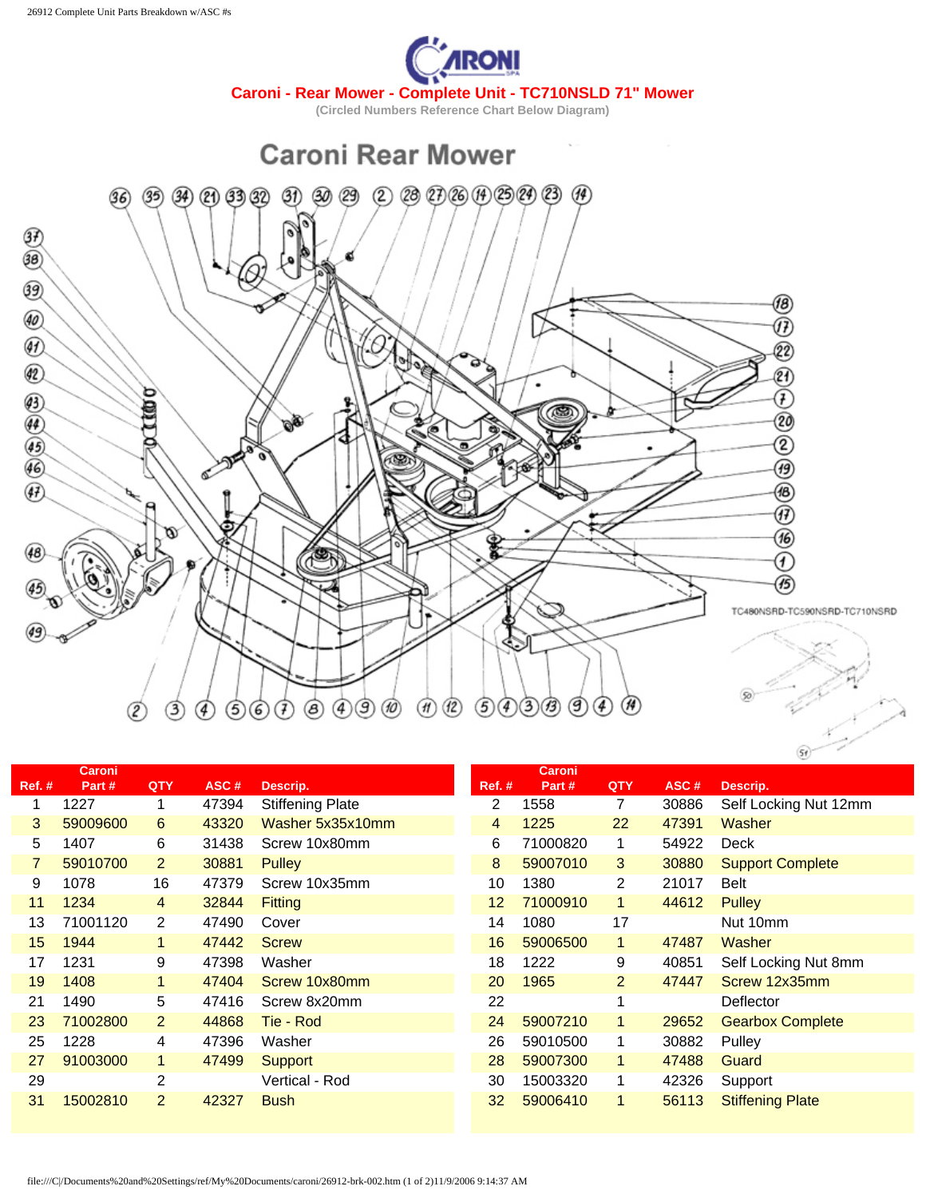# Caroni - Rear Mower - Complete Unit - TC710NSLD 71" Mower

(Circled Numbers Reference Chart Below Diagram)

Caroni Rear Mower

TC480NSRD-TC590NSRD-TC710NSRD

| Ref. # | Caroni Part # | QTY | ASC # | Descrip. | Ref. # | Caroni Part # | QTY | ASC # | Descrip. |
|---|---|---|---|---|---|---|---|---|---|
| 1 | 1227 | 1 | 47394 | Stiffening Plate | 2 | 1558 | 7 | 30886 | Self Locking Nut 12mm |
| 3 | 59009600 | 6 | 43320 | Washer 5x35x10mm | 4 | 1225 | 22 | 47391 | Washer |
| 5 | 1407 | 6 | 31438 | Screw 10x80mm | 6 | 71000820 | 1 | 54922 | Deck |
| 7 | 59010700 | 2 | 30881 | Pulley | 8 | 59007010 | 3 | 30880 | Support Complete |
| 9 | 1078 | 16 | 47379 | Screw 10x35mm | 10 | 1380 | 2 | 21017 | Belt |
| 11 | 1234 | 4 | 32844 | Fitting | 12 | 71000910 | 1 | 44612 | Pulley |
| 13 | 71001120 | 2 | 47490 | Cover | 14 | 1080 | 17 | | Nut 10mm |
| 15 | 1944 | 1 | 47442 | Screw | 16 | 59006500 | 1 | 47487 | Washer |
| 17 | 1231 | 9 | 47398 | Washer | 18 | 1222 | 9 | 40851 | Self Locking Nut 8mm |
| 19 | 1408 | 1 | 47404 | Screw 10x80mm | 20 | 1965 | 2 | 47447 | Screw 12x35mm |
| 21 | 1490 | 5 | 47416 | Screw 8x20mm | 22 | | 1 | | Deflector |
| 23 | 71002800 | 2 | 44868 | Tie - Rod | 24 | 59007210 | 1 | 29652 | Gearbox Complete |
| 25 | 1228 | 4 | 47396 | Washer | 26 | 59010500 | 1 | 30882 | Pulley |
| 27 | 91003000 | 1 | 47499 | Support | 28 | 59007300 | 1 | 47488 | Guard |
| 29 | | 2 | | Vertical - Rod | 30 | 15003320 | 1 | 42326 | Support |
| 31 | 15002810 | 2 | 42327 | Bush | 32 | 59006410 | 1 | 56113 | Stiffening Plate |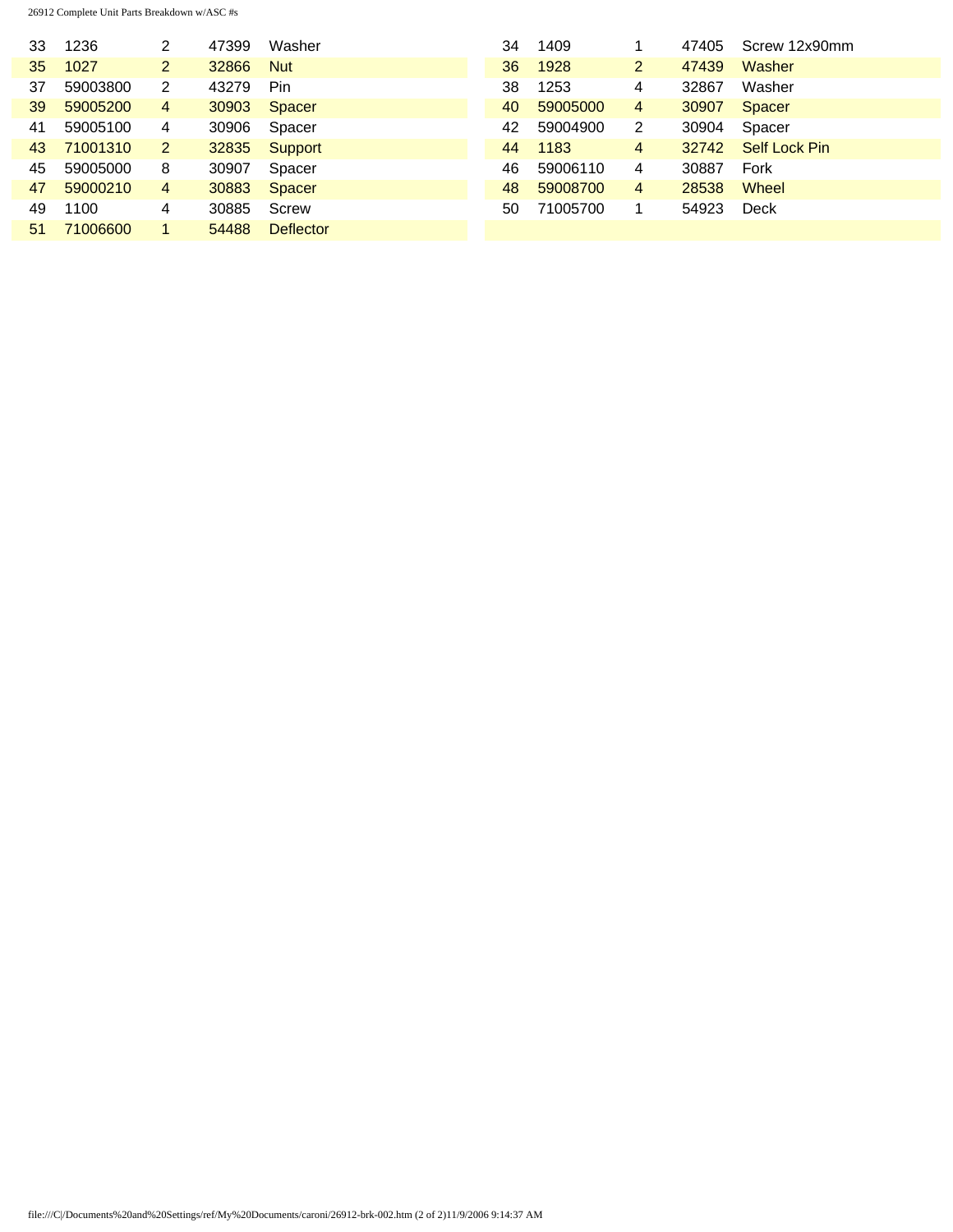| | | | | |
|---|---|---|---|---|
| 33 | 1236 | 2 | 47399 | Washer |
| 34 | 1409 | 1 | 47405 | Screw 12x90mm |
| 35 | 1027 | 2 | 32866 | Nut |
| 36 | 1928 | 2 | 47439 | Washer |
| 37 | 59003800 | 2 | 43279 | Pin |
| 38 | 1253 | 4 | 32867 | Washer |
| 39 | 59005200 | 4 | 30903 | Spacer |
| 40 | 59005000 | 4 | 30907 | Spacer |
| 41 | 59005100 | 4 | 30906 | Spacer |
| 42 | 59004900 | 2 | 30904 | Spacer |
| 43 | 71001310 | 2 | 32835 | Support |
| 44 | 1183 | 4 | 32742 | Self Lock Pin |
| 45 | 59005000 | 8 | 30907 | Spacer |
| 46 | 59006110 | 4 | 30887 | Fork |
| 47 | 59000210 | 4 | 30883 | Spacer |
| 48 | 59008700 | 4 | 28538 | Wheel |
| 49 | 1100 | 4 | 30885 | Screw |
| 50 | 71005700 | 1 | 54923 | Deck |
| 51 | 71006600 | 1 | 54488 | Deflector |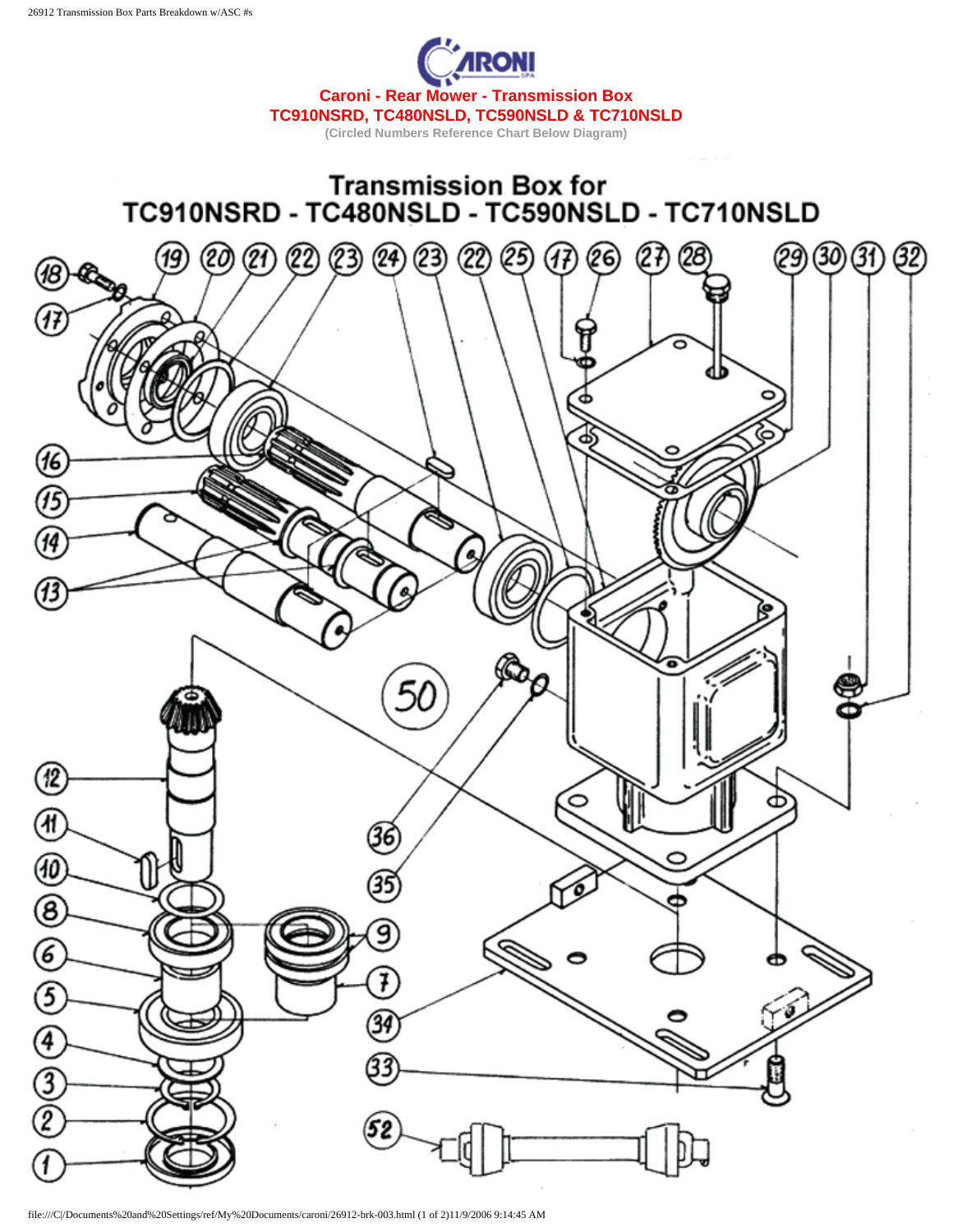**Caroni - Rear Mower - Transmission Box**
**TC910NSRD, TC480NSLD, TC590NSLD & TC710NSLD**
(Circled Numbers Reference Chart Below Diagram)

## Transmission Box for TC910NSRD - TC480NSLD - TC590NSLD - TC710NSLD

18 17 19 20 21 22 23 24 23 22 25 17 26 27 28 29 30 31 32

16 15 14 13

50

12 11 10 8 6 5 4 3 2 1

9 7 36 35 34 33 52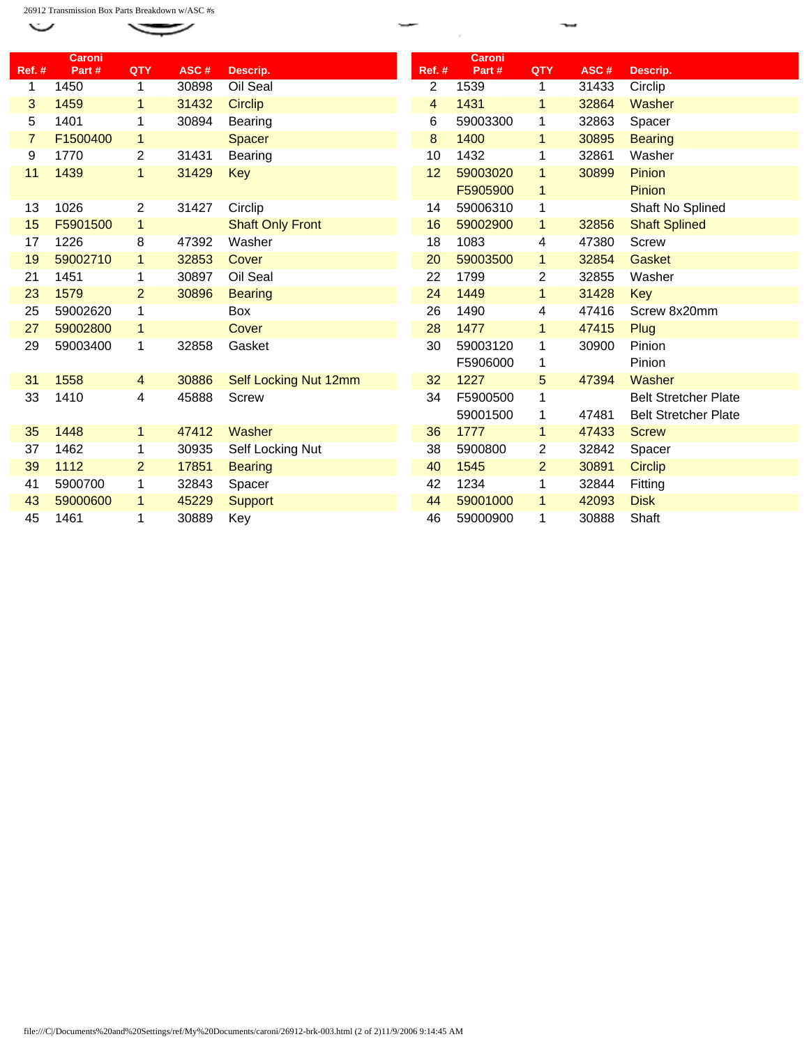| Ref. # | Caroni Part # | QTY | ASC # | Descrip. | Ref. # | Caroni Part # | QTY | ASC # | Descrip. |
|---|---|---|---|---|---|---|---|---|---|
| 1 | 1450 | 1 | 30898 | Oil Seal | 2 | 1539 | 1 | 31433 | Circlip |
| 3 | 1459 | 1 | 31432 | Circlip | 4 | 1431 | 1 | 32864 | Washer |
| 5 | 1401 | 1 | 30894 | Bearing | 6 | 59003300 | 1 | 32863 | Spacer |
| 7 | F1500400 | 1 | | Spacer | 8 | 1400 | 1 | 30895 | Bearing |
| 9 | 1770 | 2 | 31431 | Bearing | 10 | 1432 | 1 | 32861 | Washer |
| 11 | 1439 | 1 | 31429 | Key | 12 | 59003020 | 1 | 30899 | Pinion |
| | | | | | | F5905900 | 1 | | Pinion |
| 13 | 1026 | 2 | 31427 | Circlip | 14 | 59006310 | 1 | | Shaft No Splined |
| 15 | F5901500 | 1 | | Shaft Only Front | 16 | 59002900 | 1 | 32856 | Shaft Splined |
| 17 | 1226 | 8 | 47392 | Washer | 18 | 1083 | 4 | 47380 | Screw |
| 19 | 59002710 | 1 | 32853 | Cover | 20 | 59003500 | 1 | 32854 | Gasket |
| 21 | 1451 | 1 | 30897 | Oil Seal | 22 | 1799 | 2 | 32855 | Washer |
| 23 | 1579 | 2 | 30896 | Bearing | 24 | 1449 | 1 | 31428 | Key |
| 25 | 59002620 | 1 | | Box | 26 | 1490 | 4 | 47416 | Screw 8x20mm |
| 27 | 59002800 | 1 | | Cover | 28 | 1477 | 1 | 47415 | Plug |
| 29 | 59003400 | 1 | 32858 | Gasket | 30 | 59003120 | 1 | 30900 | Pinion |
| | | | | | | F5906000 | 1 | | Pinion |
| 31 | 1558 | 4 | 30886 | Self Locking Nut 12mm | 32 | 1227 | 5 | 47394 | Washer |
| 33 | 1410 | 4 | 45888 | Screw | 34 | F5900500 | 1 | | Belt Stretcher Plate |
| | | | | | | 59001500 | 1 | 47481 | Belt Stretcher Plate |
| 35 | 1448 | 1 | 47412 | Washer | 36 | 1777 | 1 | 47433 | Screw |
| 37 | 1462 | 1 | 30935 | Self Locking Nut | 38 | 5900800 | 2 | 32842 | Spacer |
| 39 | 1112 | 2 | 17851 | Bearing | 40 | 1545 | 2 | 30891 | Circlip |
| 41 | 5900700 | 1 | 32843 | Spacer | 42 | 1234 | 1 | 32844 | Fitting |
| 43 | 59000600 | 1 | 45229 | Support | 44 | 59001000 | 1 | 42093 | Disk |
| 45 | 1461 | 1 | 30889 | Key | 46 | 59000900 | 1 | 30888 | Shaft |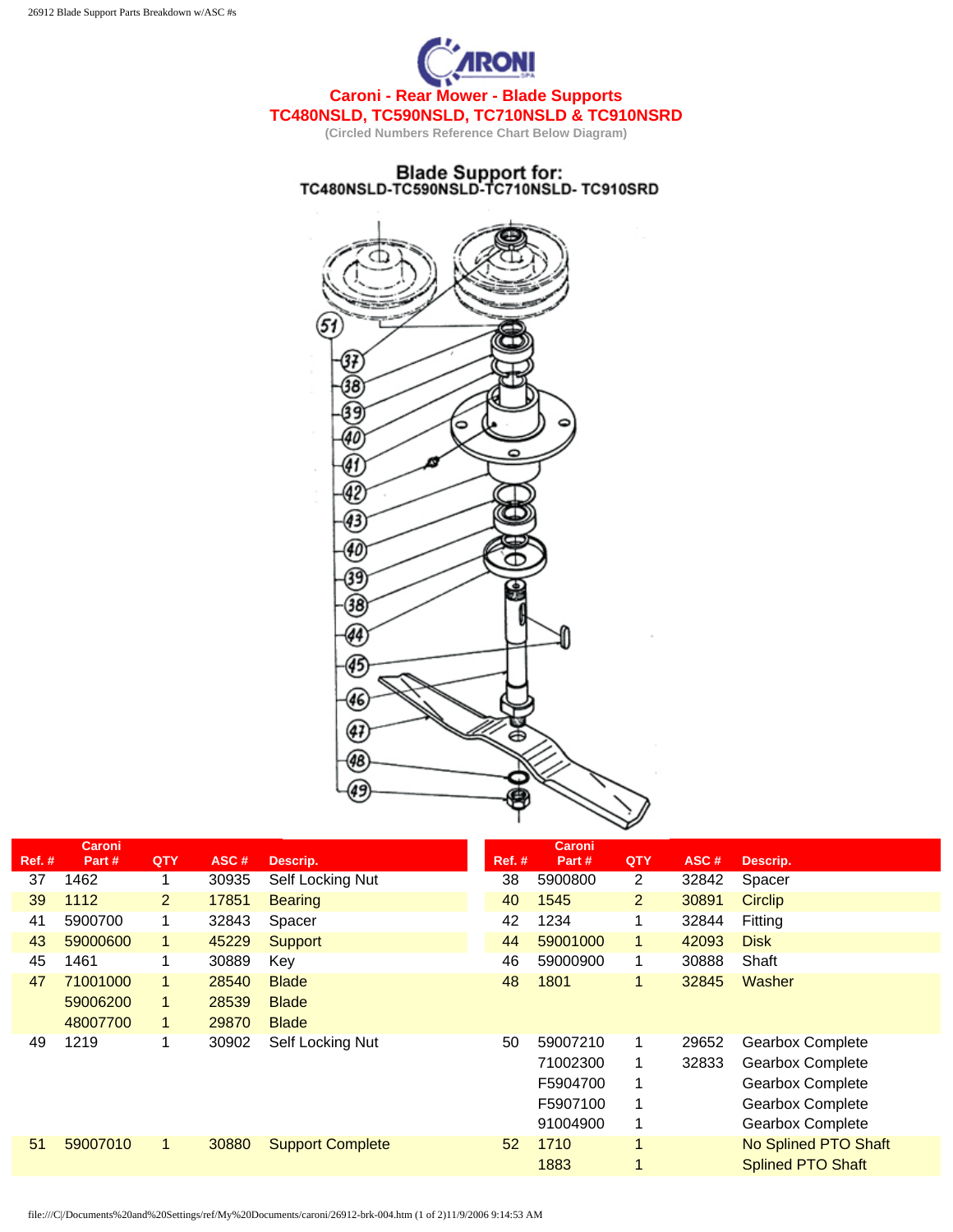# Caroni - Rear Mower - Blade Supports

## TC480NSLD, TC590NSLD, TC710NSLD & TC910NSRD

(Circled Numbers Reference Chart Below Diagram)

| Ref. # | Caroni Part # | QTY | ASC # | Descrip. | Ref. # | Caroni Part # | QTY | ASC # | Descrip. |
|---|---|---|---|---|---|---|---|---|---|
| 37 | 1462 | 1 | 30935 | Self Locking Nut | 38 | 5900800 | 2 | 32842 | Spacer |
| 39 | 1112 | 2 | 17851 | Bearing | 40 | 1545 | 2 | 30891 | Circlip |
| 41 | 5900700 | 1 | 32843 | Spacer | 42 | 1234 | 1 | 32844 | Fitting |
| 43 | 59000600 | 1 | 45229 | Support | 44 | 59001000 | 1 | 42093 | Disk |
| 45 | 1461 | 1 | 30889 | Key | 46 | 59000900 | 1 | 30888 | Shaft |
| 47 | 71001000 | 1 | 28540 | Blade | 48 | 1801 | 1 | 32845 | Washer |
| | 59006200 | 1 | 28539 | Blade | | | | | |
| | 48007700 | 1 | 29870 | Blade | | | | | |
| 49 | 1219 | 1 | 30902 | Self Locking Nut | 50 | 59007210 | 1 | 29652 | Gearbox Complete |
| | | | | | | 71002300 | 1 | 32833 | Gearbox Complete |
| | | | | | | F5904700 | 1 | | Gearbox Complete |
| | | | | | | F5907100 | 1 | | Gearbox Complete |
| | | | | | | 91004900 | 1 | | Gearbox Complete |
| 51 | 59007010 | 1 | 30880 | Support Complete | 52 | 1710 | 1 | | No Splined PTO Shaft |
| | | | | | | 1883 | 1 | | Splined PTO Shaft |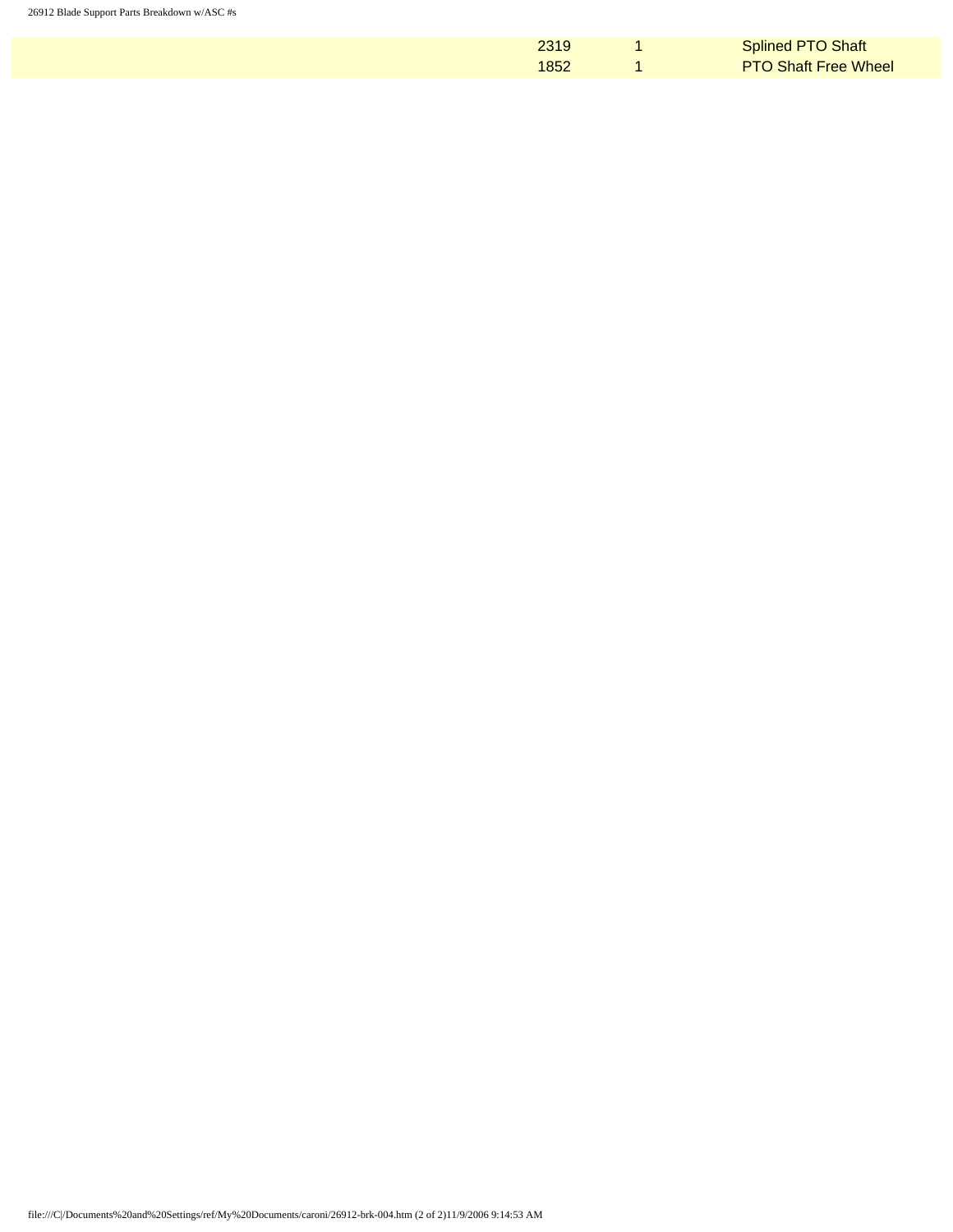| | | | |
|---|---|---|---|
| | 2319 | 1 | Splined PTO Shaft |
| | 1852 | 1 | PTO Shaft Free Wheel |